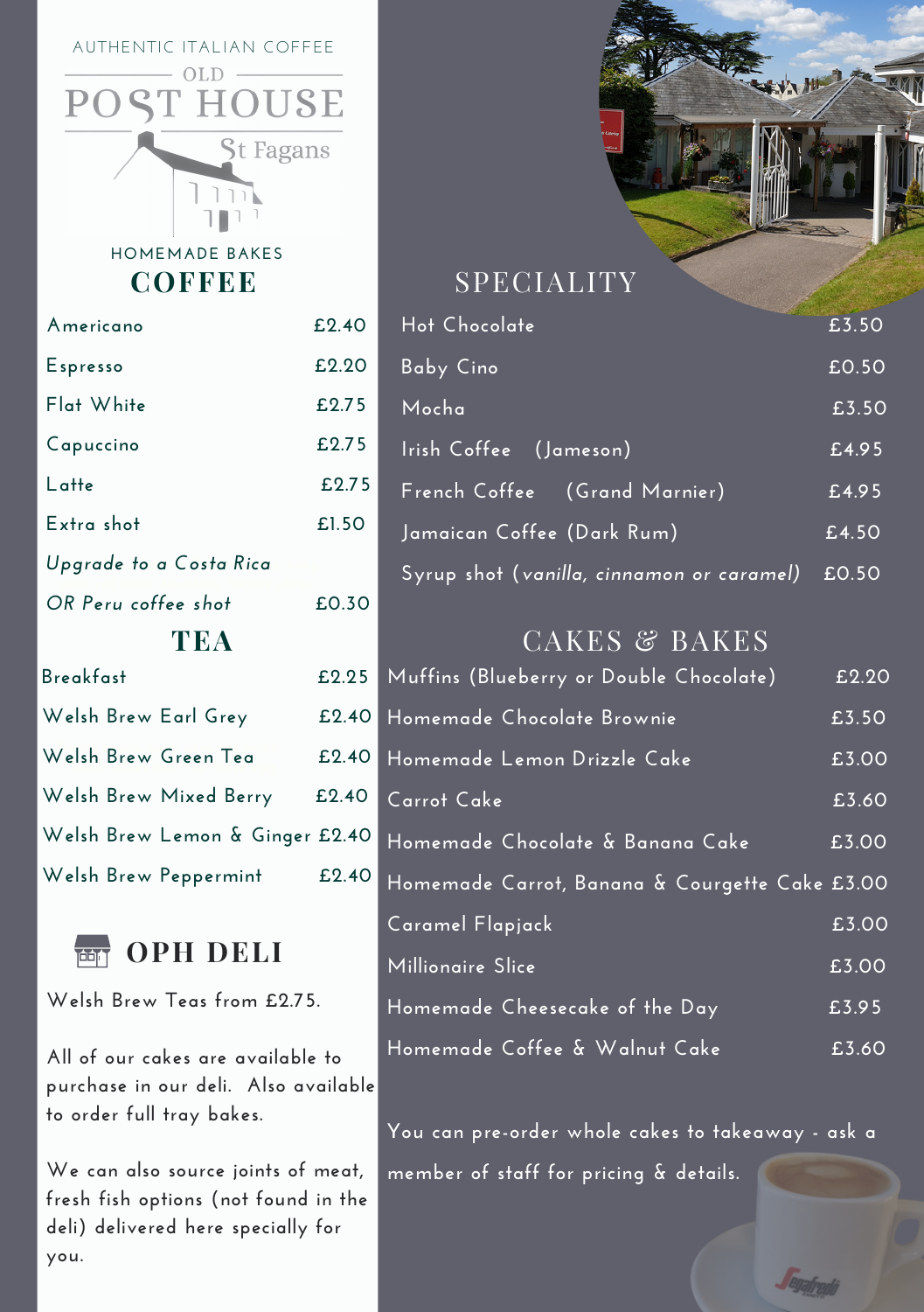AUTHENTIC ITALIAN COFFEE

# OLD POST HOUSE St Fagans

HOMEMADE BAKES

## COFFEE

| Item | Price |
|---|---|
| Americano | £2.40 |
| Espresso | £2.20 |
| Flat White | £2.75 |
| Capuccino | £2.75 |
| Latte | £2.75 |
| Extra shot | £1.50 |
| *Upgrade to a Costa Rica* | |
| *OR Peru coffee shot* | £0.30 |

## TEA

| Item | Price |
|---|---|
| Breakfast | £2.25 |
| Welsh Brew Earl Grey | £2.40 |
| Welsh Brew Green Tea | £2.40 |
| Welsh Brew Mixed Berry | £2.40 |
| Welsh Brew Lemon & Ginger | £2.40 |
| Welsh Brew Peppermint | £2.40 |

## OPH DELI

Welsh Brew Teas from £2.75.

All of our cakes are available to purchase in our deli. Also available to order full tray bakes.

We can also source joints of meat, fresh fish options (not found in the deli) delivered here specially for you.

## SPECIALITY

| Item | Price |
|---|---|
| Hot Chocolate | £3.50 |
| Baby Cino | £0.50 |
| Mocha | £3.50 |
| Irish Coffee (Jameson) | £4.95 |
| French Coffee (Grand Marnier) | £4.95 |
| Jamaican Coffee (Dark Rum) | £4.50 |
| Syrup shot (*vanilla, cinnamon or caramel*) | £0.50 |

## CAKES & BAKES

| Item | Price |
|---|---|
| Muffins (Blueberry or Double Chocolate) | £2.20 |
| Homemade Chocolate Brownie | £3.50 |
| Homemade Lemon Drizzle Cake | £3.00 |
| Carrot Cake | £3.60 |
| Homemade Chocolate & Banana Cake | £3.00 |
| Homemade Carrot, Banana & Courgette Cake | £3.00 |
| Caramel Flapjack | £3.00 |
| Millionaire Slice | £3.00 |
| Homemade Cheesecake of the Day | £3.95 |
| Homemade Coffee & Walnut Cake | £3.60 |

You can pre-order whole cakes to takeaway - ask a member of staff for pricing & details.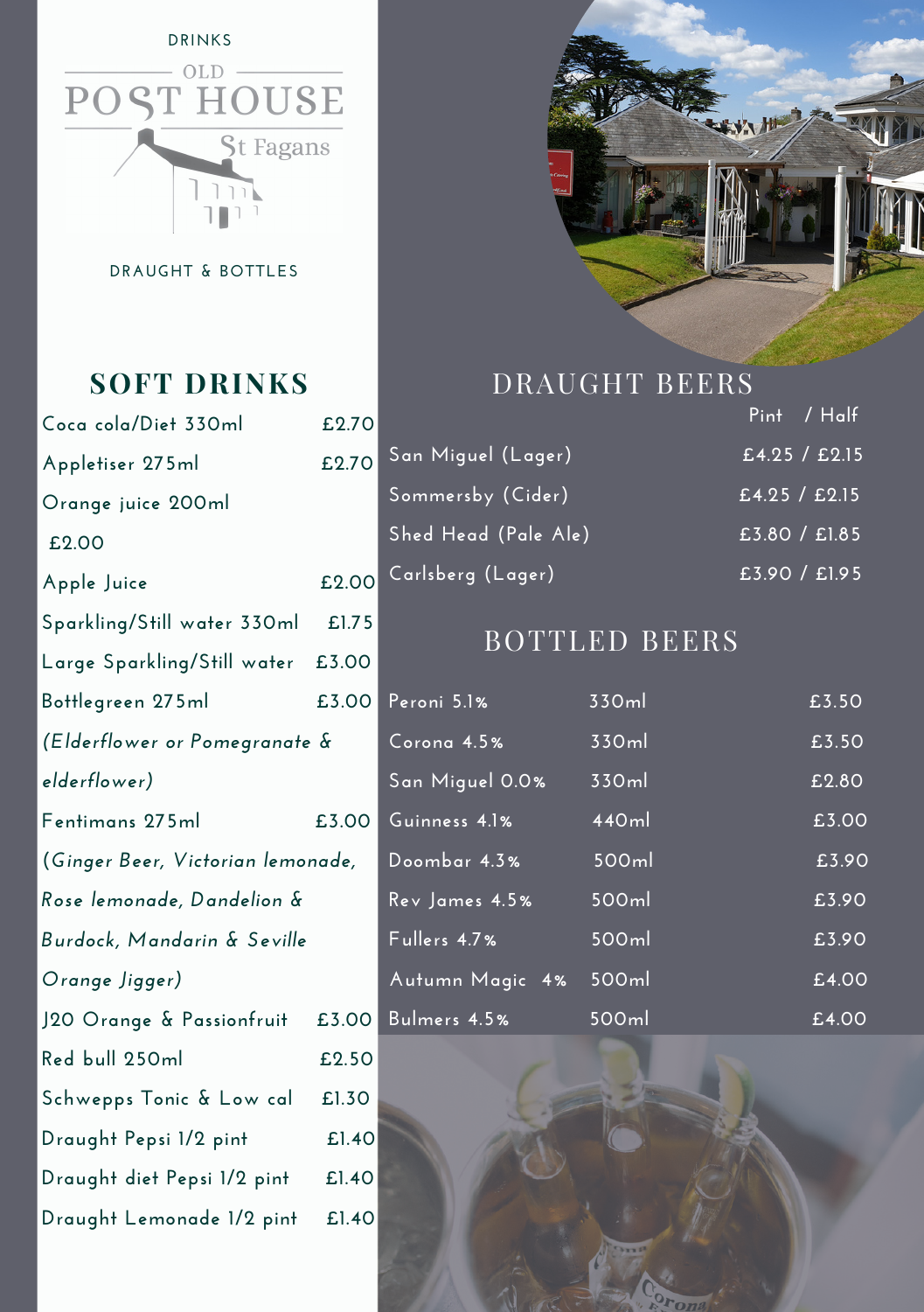DRINKS

# OLD POST HOUSE

St Fagans

DRAUGHT & BOTTLES

## SOFT DRINKS

| | |
|---|---|
| Coca cola/Diet 330ml | £2.70 |
| Appletiser 275ml | £2.70 |
| Orange juice 200ml | £2.00 |
| Apple Juice | £2.00 |
| Sparkling/Still water 330ml | £1.75 |
| Large Sparkling/Still water | £3.00 |
| Bottlegreen 275ml *(Elderflower or Pomegranate & elderflower)* | £3.00 |
| Fentimans 275ml *(Ginger Beer, Victorian lemonade, Rose lemonade, Dandelion & Burdock, Mandarin & Seville Orange Jigger)* | £3.00 |
| J20 Orange & Passionfruit | £3.00 |
| Red bull 250ml | £2.50 |
| Schwepps Tonic & Low cal | £1.30 |
| Draught Pepsi 1/2 pint | £1.40 |
| Draught diet Pepsi 1/2 pint | £1.40 |
| Draught Lemonade 1/2 pint | £1.40 |

## DRAUGHT BEERS

| | Pint / Half |
|---|---|
| San Miguel (Lager) | £4.25 / £2.15 |
| Sommersby (Cider) | £4.25 / £2.15 |
| Shed Head (Pale Ale) | £3.80 / £1.85 |
| Carlsberg (Lager) | £3.90 / £1.95 |

## BOTTLED BEERS

| | | |
|---|---|---|
| Peroni 5.1% | 330ml | £3.50 |
| Corona 4.5% | 330ml | £3.50 |
| San Miguel 0.0% | 330ml | £2.80 |
| Guinness 4.1% | 440ml | £3.00 |
| Doombar 4.3% | 500ml | £3.90 |
| Rev James 4.5% | 500ml | £3.90 |
| Fullers 4.7% | 500ml | £3.90 |
| Autumn Magic 4% | 500ml | £4.00 |
| Bulmers 4.5% | 500ml | £4.00 |